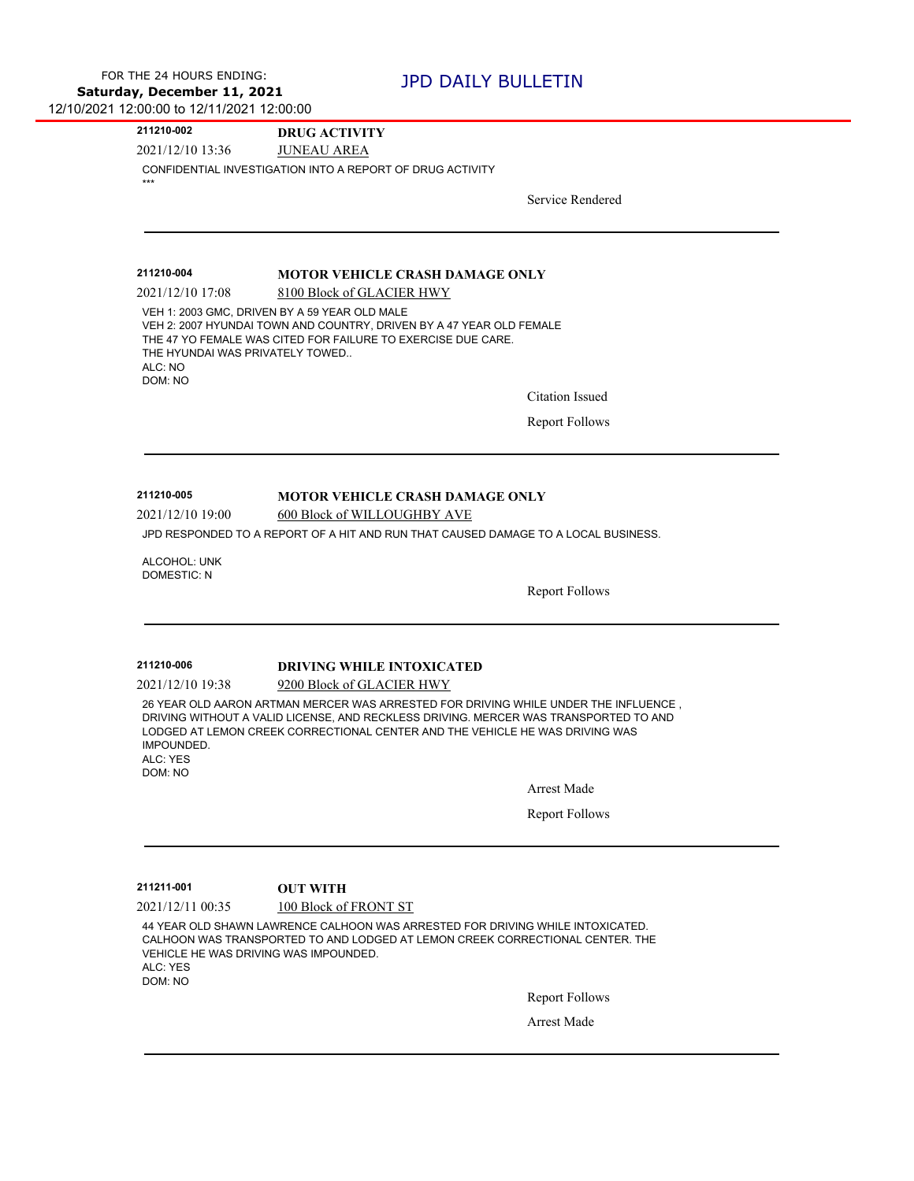FOR THE 24 HOURS ENDING:

**Saturday, December 11, 2021**

12/10/2021 12:00:00 to 12/11/2021 12:00:00

# JPD DAILY BULLETIN

---

**211210-002** **DRUG ACTIVITY**

2021/12/10 13:36 JUNEAU AREA

CONFIDENTIAL INVESTIGATION INTO A REPORT OF DRUG ACTIVITY
***

Service Rendered

---

**211210-004** **MOTOR VEHICLE CRASH DAMAGE ONLY**

2021/12/10 17:08 8100 Block of GLACIER HWY

VEH 1: 2003 GMC, DRIVEN BY A 59 YEAR OLD MALE
VEH 2: 2007 HYUNDAI TOWN AND COUNTRY, DRIVEN BY A 47 YEAR OLD FEMALE
THE 47 YO FEMALE WAS CITED FOR FAILURE TO EXERCISE DUE CARE.
THE HYUNDAI WAS PRIVATELY TOWED..
ALC: NO
DOM: NO

Citation Issued

Report Follows

---

**211210-005** **MOTOR VEHICLE CRASH DAMAGE ONLY**

2021/12/10 19:00 600 Block of WILLOUGHBY AVE

JPD RESPONDED TO A REPORT OF A HIT AND RUN THAT CAUSED DAMAGE TO A LOCAL BUSINESS.

ALCOHOL: UNK
DOMESTIC: N

Report Follows

---

**211210-006** **DRIVING WHILE INTOXICATED**

2021/12/10 19:38 9200 Block of GLACIER HWY

26 YEAR OLD AARON ARTMAN MERCER WAS ARRESTED FOR DRIVING WHILE UNDER THE INFLUENCE , DRIVING WITHOUT A VALID LICENSE, AND RECKLESS DRIVING. MERCER WAS TRANSPORTED TO AND LODGED AT LEMON CREEK CORRECTIONAL CENTER AND THE VEHICLE HE WAS DRIVING WAS IMPOUNDED.
ALC: YES
DOM: NO

Arrest Made

Report Follows

---

**211211-001** **OUT WITH**

2021/12/11 00:35 100 Block of FRONT ST

44 YEAR OLD SHAWN LAWRENCE CALHOON WAS ARRESTED FOR DRIVING WHILE INTOXICATED. CALHOON WAS TRANSPORTED TO AND LODGED AT LEMON CREEK CORRECTIONAL CENTER. THE VEHICLE HE WAS DRIVING WAS IMPOUNDED.
ALC: YES
DOM: NO

Report Follows

Arrest Made

---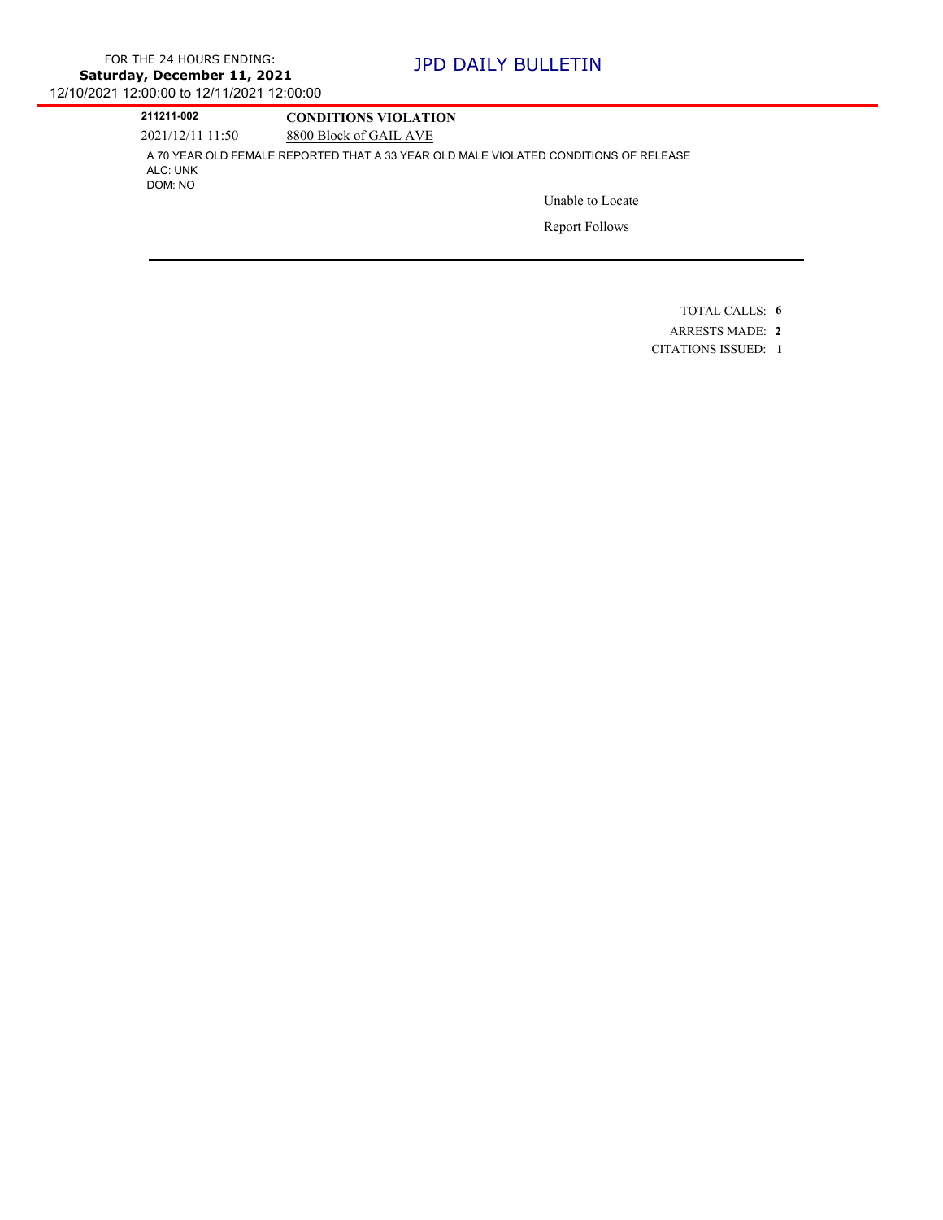**211211-002** **CONDITIONS VIOLATION**

2021/12/11 11:50 8800 Block of GAIL AVE

A 70 YEAR OLD FEMALE REPORTED THAT A 33 YEAR OLD MALE VIOLATED CONDITIONS OF RELEASE

ALC: UNK

DOM: NO

Unable to Locate

Report Follows

---

TOTAL CALLS: **6**

ARRESTS MADE: **2**

CITATIONS ISSUED: **1**